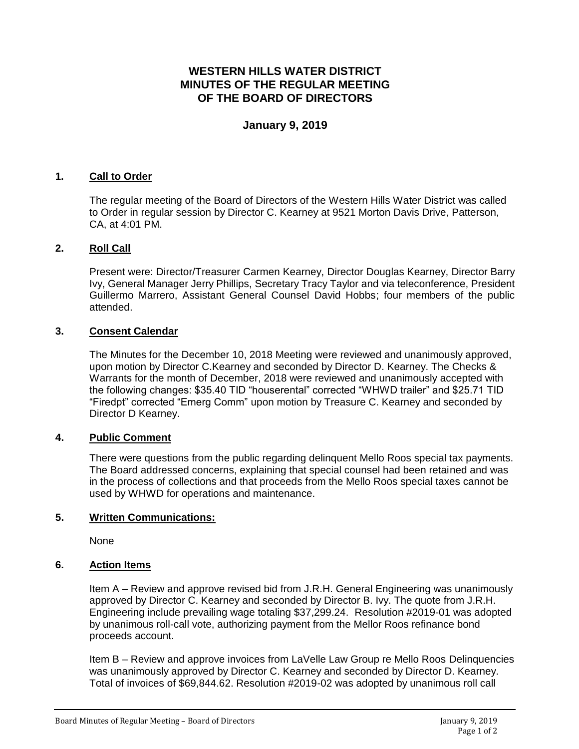# WESTERN HILLS WATER DISTRICT
# MINUTES OF THE REGULAR MEETING
# OF THE BOARD OF DIRECTORS

## January 9, 2019

### 1. Call to Order

The regular meeting of the Board of Directors of the Western Hills Water District was called to Order in regular session by Director C. Kearney at 9521 Morton Davis Drive, Patterson, CA, at 4:01 PM.

### 2. Roll Call

Present were: Director/Treasurer Carmen Kearney, Director Douglas Kearney, Director Barry Ivy, General Manager Jerry Phillips, Secretary Tracy Taylor and via teleconference, President Guillermo Marrero, Assistant General Counsel David Hobbs; four members of the public attended.

### 3. Consent Calendar

The Minutes for the December 10, 2018 Meeting were reviewed and unanimously approved, upon motion by Director C.Kearney and seconded by Director D. Kearney. The Checks & Warrants for the month of December, 2018 were reviewed and unanimously accepted with the following changes: $35.40 TID "houserental" corrected "WHWD trailer" and $25.71 TID "Firedpt" corrected "Emerg Comm" upon motion by Treasure C. Kearney and seconded by Director D Kearney.

### 4. Public Comment

There were questions from the public regarding delinquent Mello Roos special tax payments. The Board addressed concerns, explaining that special counsel had been retained and was in the process of collections and that proceeds from the Mello Roos special taxes cannot be used by WHWD for operations and maintenance.

### 5. Written Communications:

None

### 6. Action Items

Item A – Review and approve revised bid from J.R.H. General Engineering was unanimously approved by Director C. Kearney and seconded by Director B. Ivy. The quote from J.R.H. Engineering include prevailing wage totaling $37,299.24. Resolution #2019-01 was adopted by unanimous roll-call vote, authorizing payment from the Mellor Roos refinance bond proceeds account.

Item B – Review and approve invoices from LaVelle Law Group re Mello Roos Delinquencies was unanimously approved by Director C. Kearney and seconded by Director D. Kearney. Total of invoices of $69,844.62. Resolution #2019-02 was adopted by unanimous roll call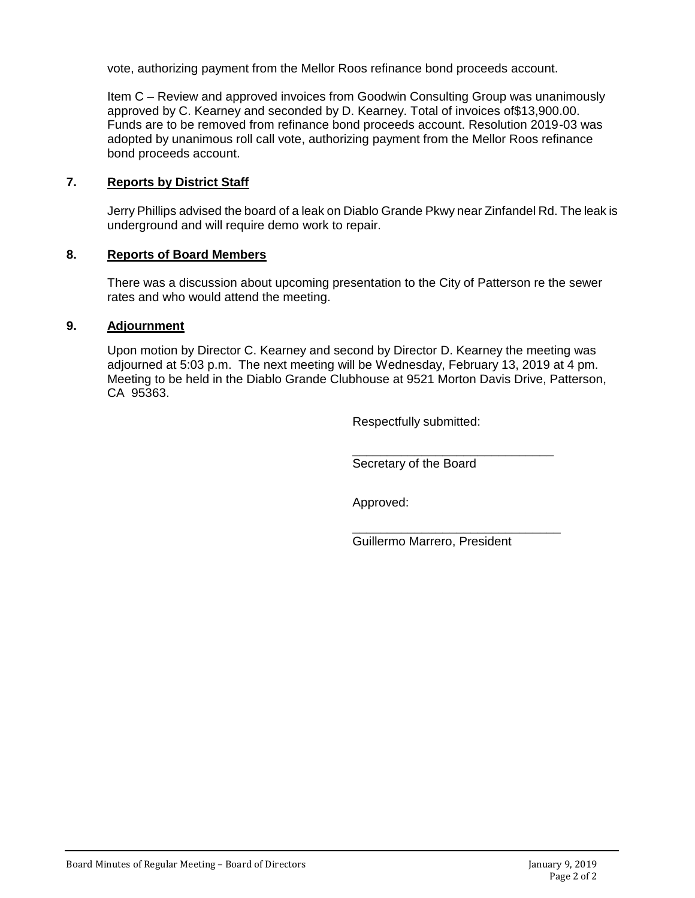vote, authorizing payment from the Mellor Roos refinance bond proceeds account.

Item C – Review and approved invoices from Goodwin Consulting Group was unanimously approved by C. Kearney and seconded by D. Kearney. Total of invoices of$13,900.00. Funds are to be removed from refinance bond proceeds account. Resolution 2019-03 was adopted by unanimous roll call vote, authorizing payment from the Mellor Roos refinance bond proceeds account.

## 7. Reports by District Staff

Jerry Phillips advised the board of a leak on Diablo Grande Pkwy near Zinfandel Rd. The leak is underground and will require demo work to repair.

## 8. Reports of Board Members

There was a discussion about upcoming presentation to the City of Patterson re the sewer rates and who would attend the meeting.

## 9. Adjournment

Upon motion by Director C. Kearney and second by Director D. Kearney the meeting was adjourned at 5:03 p.m. The next meeting will be Wednesday, February 13, 2019 at 4 pm. Meeting to be held in the Diablo Grande Clubhouse at 9521 Morton Davis Drive, Patterson, CA 95363.

Respectfully submitted:

______________________________
Secretary of the Board

Approved:

_______________________________
Guillermo Marrero, President